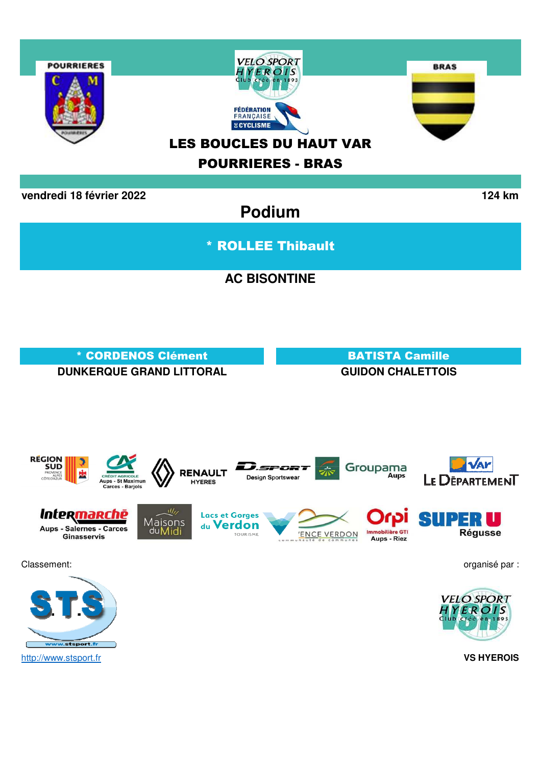# LES BOUCLES DU HAUT VAR

## POURRIERES - BRAS

**vendredi 18 février 2022** **124 km**

## Podium

**\* ROLLEE Thibault**

**AC BISONTINE**

**\* CORDENOS Clément**

**DUNKERQUE GRAND LITTORAL**

**BATISTA Camille**

**GUIDON CHALETTOIS**

Classement:

http://www.stsport.fr

organisé par :

**VS HYEROIS**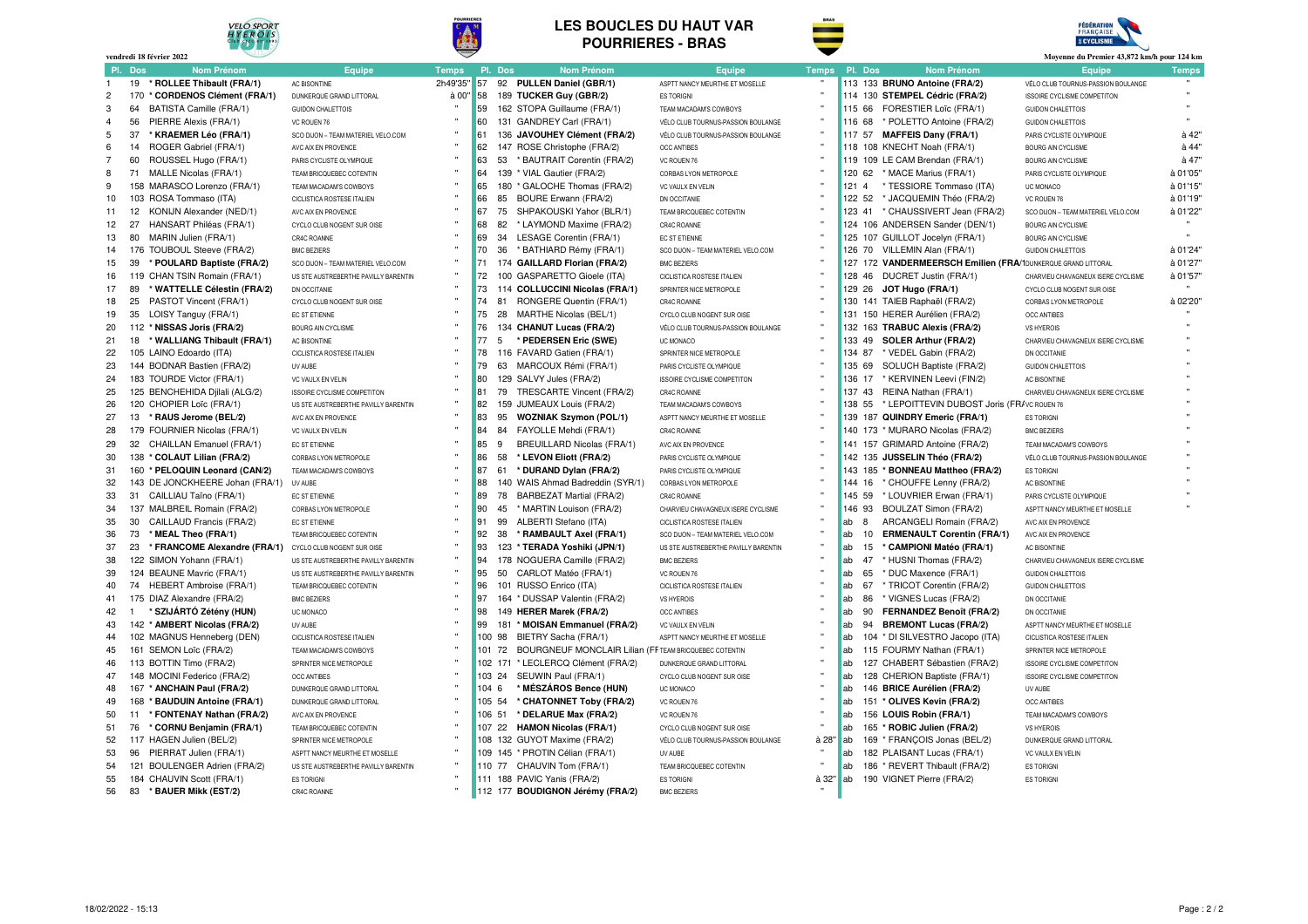# LES BOUCLES DU HAUT VAR
## POURRIERES - BRAS

vendredi 18 février 2022

Moyenne du Premier 43,872 km/h pour 124 km

| Pl. | Dos | Nom Prénom | Equipe | Temps |
|---|---|---|---|---|
| 1 | 19 | * **ROLLEE Thibault (FRA/1)** | AC BISONTINE | 2h49'35" |
| 2 | 170 | * **CORDENOS Clément (FRA/1)** | DUNKERQUE GRAND LITTORAL | à 00" |
| 3 | 64 | BATISTA Camille (FRA/1) | GUIDON CHALETTOIS | " |
| 4 | 56 | PIERRE Alexis (FRA/1) | VC ROUEN 76 | " |
| 5 | 37 | * **KRAEMER Léo (FRA/1)** | SCO DIJON – TEAM MATERIEL VELO.COM | " |
| 6 | 14 | ROGER Gabriel (FRA/1) | AVC AIX EN PROVENCE | " |
| 7 | 60 | ROUSSEL Hugo (FRA/1) | PARIS CYCLISTE OLYMPIQUE | " |
| 8 | 71 | MALLE Nicolas (FRA/1) | TEAM BRICQUEBEC COTENTIN | " |
| 9 | 158 | MARASCO Lorenzo (FRA/1) | TEAM MACADAM'S COWBOYS | " |
| 10 | 103 | ROSA Tommaso (ITA) | CICLISTICA ROSTESE ITALIEN | " |
| 11 | 12 | KONIJN Alexander (NED/1) | AVC AIX EN PROVENCE | " |
| 12 | 27 | HANSART Philéas (FRA/1) | CYCLO CLUB NOGENT SUR OISE | " |
| 13 | 80 | MARIN Julien (FRA/1) | CR4C ROANNE | " |
| 14 | 176 | TOUBOUL Steeve (FRA/2) | BMC BEZIERS | " |
| 15 | 39 | * **POULARD Baptiste (FRA/2)** | SCO DIJON – TEAM MATERIEL VELO.COM | " |
| 16 | 119 | CHAN TSIN Romain (FRA/1) | US STE AUSTREBERTHE PAVILLY BARENTIN | " |
| 17 | 89 | * **WATTELLE Célestin (FRA/2)** | DN OCCITANIE | " |
| 18 | 25 | PASTOT Vincent (FRA/1) | CYCLO CLUB NOGENT SUR OISE | " |
| 19 | 35 | LOISY Tanguy (FRA/1) | EC ST ETIENNE | " |
| 20 | 112 | * **NISSAS Joris (FRA/2)** | BOURG AIN CYCLISME | " |
| 21 | 18 | * **WALLIANG Thibault (FRA/1)** | AC BISONTINE | " |
| 22 | 105 | LAINO Edoardo (ITA) | CICLISTICA ROSTESE ITALIEN | " |
| 23 | 144 | BODNAR Bastien (FRA/2) | UV AUBE | " |
| 24 | 183 | TOURDE Victor (FRA/1) | VC VAULX EN VELIN | " |
| 25 | 125 | BENCHEHIDA Djilali (ALG/2) | ISSOIRE CYCLISME COMPETITON | " |
| 26 | 120 | CHOPIER Loïc (FRA/1) | US STE AUSTREBERTHE PAVILLY BARENTIN | " |
| 27 | 13 | * **RAUS Jerome (BEL/2)** | AVC AIX EN PROVENCE | " |
| 28 | 179 | FOURNIER Nicolas (FRA/1) | VC VAULX EN VELIN | " |
| 29 | 32 | CHAILLAN Emanuel (FRA/1) | EC ST ETIENNE | " |
| 30 | 138 | * **COLAUT Lilian (FRA/2)** | CORBAS LYON METROPOLE | " |
| 31 | 160 | * **PELOQUIN Leonard (CAN/2)** | TEAM MACADAM'S COWBOYS | " |
| 32 | 143 | DE JONCKHEERE Johan (FRA/1) | UV AUBE | " |
| 33 | 31 | CAILLAU Taïno (FRA/1) | EC ST ETIENNE | " |
| 34 | 137 | MALBREIL Romain (FRA/2) | CORBAS LYON METROPOLE | " |
| 35 | 30 | CAILLAUD Francis (FRA/2) | EC ST ETIENNE | " |
| 36 | 73 | * **MEAL Theo (FRA/1)** | TEAM BRICQUEBEC COTENTIN | " |
| 37 | 23 | * **FRANCOME Alexandre (FRA/1)** | CYCLO CLUB NOGENT SUR OISE | " |
| 38 | 122 | SIMON Yohann (FRA/1) | US STE AUSTREBERTHE PAVILLY BARENTIN | " |
| 39 | 124 | BEAUNE Mavric (FRA/1) | US STE AUSTREBERTHE PAVILLY BARENTIN | " |
| 40 | 74 | HEBERT Ambroise (FRA/1) | TEAM BRICQUEBEC COTENTIN | " |
| 41 | 175 | DIAZ Alexandre (FRA/2) | BMC BEZIERS | " |
| 42 | 1 | * **SZIJÁRTÓ Zétény (HUN)** | UC MONACO | " |
| 43 | 142 | * **AMBERT Nicolas (FRA/2)** | UV AUBE | " |
| 44 | 102 | MAGNUS Henneberg (DEN) | CICLISTICA ROSTESE ITALIEN | " |
| 45 | 161 | SEMON Loïc (FRA/2) | TEAM MACADAM'S COWBOYS | " |
| 46 | 113 | BOTTIN Timo (FRA/2) | SPRINTER NICE METROPOLE | " |
| 47 | 148 | MOCINI Federico (FRA/2) | OCC ANTIBES | " |
| 48 | 167 | * **ANCHAIN Paul (FRA/2)** | DUNKERQUE GRAND LITTORAL | " |
| 49 | 168 | * **BAUDUIN Antoine (FRA/1)** | DUNKERQUE GRAND LITTORAL | " |
| 50 | 11 | * **FONTENAY Nathan (FRA/2)** | AVC AIX EN PROVENCE | " |
| 51 | 76 | * **CORNU Benjamin (FRA/1)** | TEAM BRICQUEBEC COTENTIN | " |
| 52 | 117 | HAGEN Julien (BEL/2) | SPRINTER NICE METROPOLE | " |
| 53 | 96 | PIERRAT Julien (FRA/1) | ASPTT NANCY MEURTHE ET MOSELLE | " |
| 54 | 121 | BOULENGER Adrien (FRA/2) | US STE AUSTREBERTHE PAVILLY BARENTIN | " |
| 55 | 184 | CHAUVIN Scott (FRA/1) | ES TORIGNI | " |
| 56 | 83 | * **BAUER Mikk (EST/2)** | CR4C ROANNE | " |
| 57 | 92 | **PULLEN Daniel (GBR/1)** | ASPTT NANCY MEURTHE ET MOSELLE | " |
| 58 | 189 | **TUCKER Guy (GBR/2)** | ES TORIGNI | " |
| 59 | 162 | STOPA Guillaume (FRA/1) | TEAM MACADAM'S COWBOYS | " |
| 60 | 131 | GANDREY Carl (FRA/1) | VÉLO CLUB TOURNUS-PASSION BOULANGE | " |
| 61 | 136 | **JAVOUHEY Clément (FRA/2)** | VÉLO CLUB TOURNUS-PASSION BOULANGE | " |
| 62 | 147 | ROSE Christophe (FRA/2) | OCC ANTIBES | " |
| 63 | 53 | * BAUTRAIT Corentin (FRA/2) | VC ROUEN 76 | " |
| 64 | 139 | * VIAL Gautier (FRA/2) | CORBAS LYON METROPOLE | " |
| 65 | 180 | * GALOCHE Thomas (FRA/2) | VC VAULX EN VELIN | " |
| 66 | 85 | BOURE Erwann (FRA/2) | DN OCCITANIE | " |
| 67 | 75 | SHPAKOUSKI Yahor (BLR/1) | TEAM BRICQUEBEC COTENTIN | " |
| 68 | 82 | * LAYMOND Maxime (FRA/2) | CR4C ROANNE | " |
| 69 | 34 | LESAGE Corentin (FRA/1) | EC ST ETIENNE | " |
| 70 | 36 | * BATHIARD Rémy (FRA/1) | SCO DIJON – TEAM MATERIEL VELO.COM | " |
| 71 | 174 | **GAILLARD Florian (FRA/2)** | BMC BEZIERS | " |
| 72 | 100 | GASPARETTO Gioele (ITA) | CICLISTICA ROSTESE ITALIEN | " |
| 73 | 114 | **COLLUCCINI Nicolas (FRA/1)** | SPRINTER NICE METROPOLE | " |
| 74 | 81 | RONGERE Quentin (FRA/1) | CR4C ROANNE | " |
| 75 | 28 | MARTHE Nicolas (BEL/1) | CYCLO CLUB NOGENT SUR OISE | " |
| 76 | 163 | **CHANUT Lucas (FRA/2)** | VÉLO CLUB TOURNUS-PASSION BOULANGE | " |
| 77 | 5 | * **PEDERSEN Eric (SWE)** | UC MONACO | " |
| 78 | 116 | FAVARD Gatien (FRA/1) | SPRINTER NICE METROPOLE | " |
| 79 | 63 | MARCOUX Rémi (FRA/1) | PARIS CYCLISTE OLYMPIQUE | " |
| 80 | 129 | SALVY Jules (FRA/2) | ISSOIRE CYCLISME COMPETITON | " |
| 81 | 79 | TRESCARTE Vincent (FRA/2) | CR4C ROANNE | " |
| 82 | 159 | JUMEAUX Louis (FRA/2) | TEAM MACADAM'S COWBOYS | " |
| 83 | 95 | **WOZNIAK Szymon (POL/1)** | ASPTT NANCY MEURTHE ET MOSELLE | " |
| 84 | 84 | FAYOLLE Mehdi (FRA/1) | CR4C ROANNE | " |
| 85 | 9 | BREUILLARD Nicolas (FRA/1) | AVC AIX EN PROVENCE | " |
| 86 | 58 | * **LEVON Eliott (FRA/2)** | PARIS CYCLISTE OLYMPIQUE | " |
| 87 | 61 | * **DURAND Dylan (FRA/2)** | PARIS CYCLISTE OLYMPIQUE | " |
| 88 | 140 | WAIS Ahmad Badreddin (SYR/1) | CORBAS LYON METROPOLE | " |
| 89 | 78 | BARBEZAT Martial (FRA/2) | CR4C ROANNE | " |
| 90 | 45 | * MARTIN Louison (FRA/2) | CHARVIEU CHAVAGNEUX ISERE CYCLISME | " |
| 91 | 99 | ALBERTI Stefano (ITA) | CICLISTICA ROSTESE ITALIEN | " |
| 92 | 38 | * **RAMBAULT Axel (FRA/1)** | SCO DIJON – TEAM MATERIEL VELO.COM | " |
| 93 | 123 | * **TERADA Yoshiki (JPN/1)** | US STE AUSTREBERTHE PAVILLY BARENTIN | " |
| 94 | 178 | NOGUERA Camille (FRA/2) | BMC BEZIERS | " |
| 95 | 50 | CARLOT Matéo (FRA/1) | VC ROUEN 76 | " |
| 96 | 101 | RUSSO Enrico (ITA) | CICLISTICA ROSTESE ITALIEN | " |
| 97 | 164 | * DUSSAP Valentin (FRA/2) | VS HYEROIS | " |
| 98 | 149 | **HERER Marek (FRA/2)** | OCC ANTIBES | " |
| 99 | 181 | * **MOISAN Emmanuel (FRA/2)** | VC VAULX EN VELIN | " |
| 100 | 98 | BIETRY Sacha (FRA/1) | ASPTT NANCY MEURTHE ET MOSELLE | " |
| 101 | 72 | BOURGNEUF MONCLAIR Lilian (FR | TEAM BRICQUEBEC COTENTIN | " |
| 102 | 171 | * LECLERCQ Clément (FRA/2) | DUNKERQUE GRAND LITTORAL | " |
| 103 | 24 | SEUWIN Paul (FRA/1) | CYCLO CLUB NOGENT SUR OISE | " |
| 104 | 6 | * **MÉSZÁROS Bence (HUN)** | UC MONACO | " |
| 105 | 54 | * **CHATONNET Toby (FRA/2)** | VC ROUEN 76 | " |
| 106 | 51 | * **DELARUE Max (FRA/2)** | VC ROUEN 76 | " |
| 107 | 22 | **HAMON Nicolas (FRA/1)** | CYCLO CLUB NOGENT SUR OISE | " |
| 108 | 132 | GUYOT Maxime (FRA/2) | VÉLO CLUB TOURNUS-PASSION BOULANGE | à 28" |
| 109 | 145 | * PROTIN Célian (FRA/1) | UV AUBE | " |
| 110 | 77 | CHAUVIN Tom (FRA/1) | TEAM BRICQUEBEC COTENTIN | " |
| 111 | 188 | PAVIC Yanis (FRA/2) | ES TORIGNI | à 32" |
| 112 | 177 | **BOUDIGNON Jérémy (FRA/2)** | BMC BEZIERS | " |
| 113 | 133 | **BRUNO Antoine (FRA/2)** | VÉLO CLUB TOURNUS-PASSION BOULANGE | " |
| 114 | 130 | **STEMPEL Cédric (FRA/2)** | ISSOIRE CYCLISME COMPETITON | " |
| 115 | 66 | FORESTIER Loïc (FRA/1) | GUIDON CHALETTOIS | " |
| 116 | 68 | * POLETTO Antoine (FRA/2) | GUIDON CHALETTOIS | " |
| 117 | 57 | **MAFFEIS Dany (FRA/1)** | PARIS CYCLISTE OLYMPIQUE | à 42" |
| 118 | 108 | KNECHT Noah (FRA/1) | BOURG AIN CYCLISME | à 44" |
| 119 | 109 | LE CAM Brendan (FRA/1) | BOURG AIN CYCLISME | à 47" |
| 120 | 62 | * MACE Marius (FRA/1) | PARIS CYCLISTE OLYMPIQUE | à 01'05" |
| 121 | 4 | * TESSIORE Tommaso (ITA) | UC MONACO | à 01'15" |
| 122 | 52 | * JACQUEMIN Théo (FRA/2) | VC ROUEN 76 | à 01'19" |
| 123 | 41 | * CHAUSSIVERT Jean (FRA/2) | SCO DIJON – TEAM MATERIEL VELO.COM | à 01'22" |
| 124 | 106 | ANDERSEN Sander (DEN/1) | BOURG AIN CYCLISME | " |
| 125 | 107 | GUILLOT Jocelyn (FRA/1) | BOURG AIN CYCLISME | " |
| 126 | 70 | VILLEMIN Alan (FRA/1) | GUIDON CHALETTOIS | à 01'24" |
| 127 | 172 | **VANDERMEERSCH Emilien (FRA/1** | DUNKERQUE GRAND LITTORAL | à 01'27" |
| 128 | 46 | DUCRET Justin (FRA/1) | CHARVIEU CHAVAGNEUX ISERE CYCLISME | à 01'57" |
| 129 | 26 | **JOT Hugo (FRA/1)** | CYCLO CLUB NOGENT SUR OISE | " |
| 130 | 141 | TAIEB Raphaël (FRA/2) | CORBAS LYON METROPOLE | à 02'20" |
| 131 | 150 | HERER Aurélien (FRA/2) | OCC ANTIBES | " |
| 132 | 163 | **TRABUC Alexis (FRA/2)** | VS HYEROIS | " |
| 133 | 49 | **SOLER Arthur (FRA/2)** | CHARVIEU CHAVAGNEUX ISERE CYCLISME | " |
| 134 | 87 | * VEDEL Gabin (FRA/2) | DN OCCITANIE | " |
| 135 | 69 | SOLUCH Baptiste (FRA/2) | GUIDON CHALETTOIS | " |
| 136 | 17 | * KERVINEN Leevi (FIN/2) | AC BISONTINE | " |
| 137 | 43 | REINA Nathan (FRA/1) | CHARVIEU CHAVAGNEUX ISERE CYCLISME | " |
| 138 | 55 | * LEPOITTEVIN DUBOST Joris (FRA | VC ROUEN 76 | " |
| 139 | 187 | **QUINDRY Emeric (FRA/1)** | ES TORIGNI | " |
| 140 | 173 | * MURARO Nicolas (FRA/2) | BMC BEZIERS | " |
| 141 | 157 | GRIMARD Antoine (FRA/2) | TEAM MACADAM'S COWBOYS | " |
| 142 | 135 | **JUSSELIN Théo (FRA/2)** | VÉLO CLUB TOURNUS-PASSION BOULANGE | " |
| 143 | 185 | * **BONNEAU Mattheo (FRA/2)** | ES TORIGNI | " |
| 144 | 16 | * CHOUFFE Lenny (FRA/2) | AC BISONTINE | " |
| 145 | 59 | * LOUVRIER Erwan (FRA/1) | PARIS CYCLISTE OLYMPIQUE | " |
| 146 | 93 | BOULZAT Simon (FRA/2) | ASPTT NANCY MEURTHE ET MOSELLE | " |
| ab | 8 | ARCANGELI Romain (FRA/2) | AVC AIX EN PROVENCE | |
| ab | 10 | **ERMENAULT Corentin (FRA/1)** | AVC AIX EN PROVENCE | |
| ab | 15 | * **CAMPIONI Matéo (FRA/1)** | AC BISONTINE | |
| ab | 47 | * HUSNI Thomas (FRA/2) | CHARVIEU CHAVAGNEUX ISERE CYCLISME | |
| ab | 65 | * DUC Maxence (FRA/1) | GUIDON CHALETTOIS | |
| ab | 67 | * TRICOT Corentin (FRA/2) | GUIDON CHALETTOIS | |
| ab | 86 | * VIGNES Lucas (FRA/2) | DN OCCITANIE | |
| ab | 90 | **FERNANDEZ Benoît (FRA/2)** | DN OCCITANIE | |
| ab | 94 | **BREMONT Lucas (FRA/2)** | ASPTT NANCY MEURTHE ET MOSELLE | |
| ab | 104 | * DI SILVESTRO Jacopo (ITA) | CICLISTICA ROSTESE ITALIEN | |
| ab | 115 | FOURMY Nathan (FRA/1) | SPRINTER NICE METROPOLE | |
| ab | 127 | CHABERT Sébastien (FRA/2) | ISSOIRE CYCLISME COMPETITON | |
| ab | 128 | CHERION Baptiste (FRA/1) | ISSOIRE CYCLISME COMPETITON | |
| ab | 146 | **BRICE Aurélien (FRA/2)** | UV AUBE | |
| ab | 151 | * **OLIVES Kevin (FRA/2)** | OCC ANTIBES | |
| ab | 156 | **LOUIS Robin (FRA/1)** | TEAM MACADAM'S COWBOYS | |
| ab | 165 | * **ROBIC Julien (FRA/2)** | VS HYEROIS | |
| ab | 169 | * FRANÇOIS Jonas (BEL/2) | DUNKERQUE GRAND LITTORAL | |
| ab | 182 | PLAISANT Lucas (FRA/1) | VC VAULX EN VELIN | |
| ab | 186 | * REVERT Thibault (FRA/2) | ES TORIGNI | |
| ab | 190 | VIGNET Pierre (FRA/2) | ES TORIGNI | |

18/02/2022 - 15:13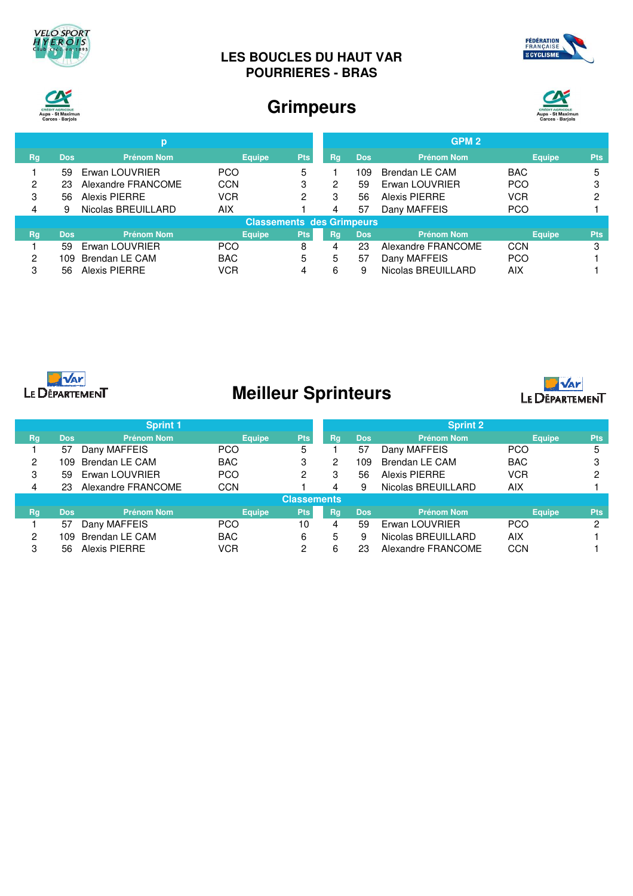# LES BOUCLES DU HAUT VAR
# POURRIERES - BRAS

## Grimpeurs

| p | | | | | GPM 2 | | | | |
|---|---|---|---|---|---|---|---|---|---|
| Rg | Dos | Prénom Nom | Equipe | Pts | Rg | Dos | Prénom Nom | Equipe | Pts |
| 1 | 59 | Erwan LOUVRIER | PCO | 5 | 1 | 109 | Brendan LE CAM | BAC | 5 |
| 2 | 23 | Alexandre FRANCOME | CCN | 3 | 2 | 59 | Erwan LOUVRIER | PCO | 3 |
| 3 | 56 | Alexis PIERRE | VCR | 2 | 3 | 56 | Alexis PIERRE | VCR | 2 |
| 4 | 9 | Nicolas BREUILLARD | AIX | 1 | 4 | 57 | Dany MAFFEIS | PCO | 1 |

**Classements des Grimpeurs**

| Rg | Dos | Prénom Nom | Equipe | Pts | Rg | Dos | Prénom Nom | Equipe | Pts |
|---|---|---|---|---|---|---|---|---|---|
| 1 | 59 | Erwan LOUVRIER | PCO | 8 | 4 | 23 | Alexandre FRANCOME | CCN | 3 |
| 2 | 109 | Brendan LE CAM | BAC | 5 | 5 | 57 | Dany MAFFEIS | PCO | 1 |
| 3 | 56 | Alexis PIERRE | VCR | 4 | 6 | 9 | Nicolas BREUILLARD | AIX | 1 |

## Meilleur Sprinteurs

| Sprint 1 | | | | | Sprint 2 | | | | |
|---|---|---|---|---|---|---|---|---|---|
| Rg | Dos | Prénom Nom | Equipe | Pts | Rg | Dos | Prénom Nom | Equipe | Pts |
| 1 | 57 | Dany MAFFEIS | PCO | 5 | 1 | 57 | Dany MAFFEIS | PCO | 5 |
| 2 | 109 | Brendan LE CAM | BAC | 3 | 2 | 109 | Brendan LE CAM | BAC | 3 |
| 3 | 59 | Erwan LOUVRIER | PCO | 2 | 3 | 56 | Alexis PIERRE | VCR | 2 |
| 4 | 23 | Alexandre FRANCOME | CCN | 1 | 4 | 9 | Nicolas BREUILLARD | AIX | 1 |

**Classements**

| Rg | Dos | Prénom Nom | Equipe | Pts | Rg | Dos | Prénom Nom | Equipe | Pts |
|---|---|---|---|---|---|---|---|---|---|
| 1 | 57 | Dany MAFFEIS | PCO | 10 | 4 | 59 | Erwan LOUVRIER | PCO | 2 |
| 2 | 109 | Brendan LE CAM | BAC | 6 | 5 | 9 | Nicolas BREUILLARD | AIX | 1 |
| 3 | 56 | Alexis PIERRE | VCR | 2 | 6 | 23 | Alexandre FRANCOME | CCN | 1 |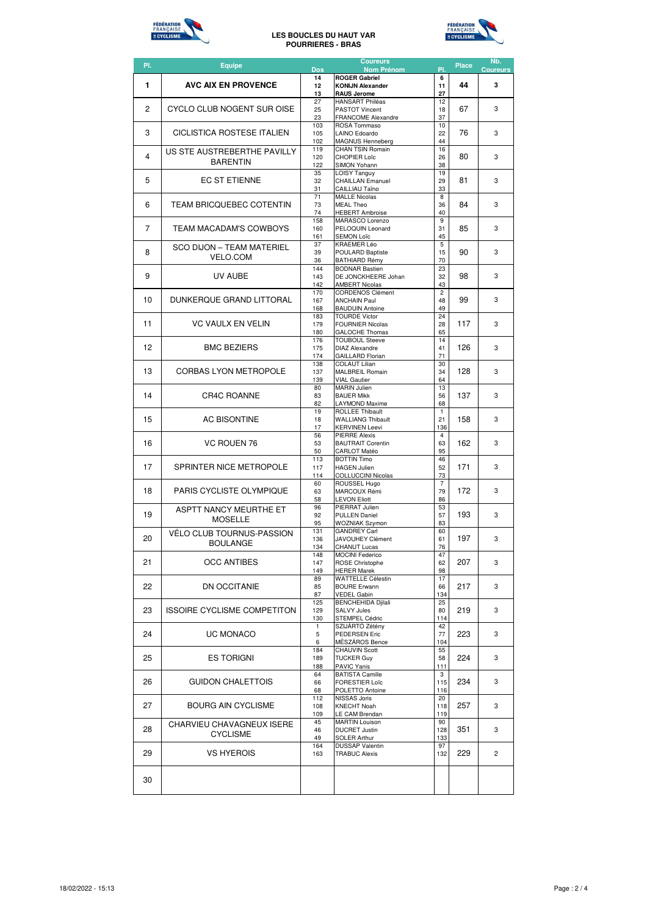**LES BOUCLES DU HAUT VAR**
**POURRIERES - BRAS**

| Pl. | Equipe | Dos | Coureurs Nom Prénom | Pl. | Place | Nb. Coureurs |
|---|---|---|---|---|---|---|
| **1** | **AVC AIX EN PROVENCE** | **14**<br>**12**<br>**13** | **ROGER Gabriel**<br>**KONIJN Alexander**<br>**RAUS Jerome** | **6**<br>**11**<br>**27** | **44** | **3** |
| 2 | CYCLO CLUB NOGENT SUR OISE | 27<br>25<br>23 | HANSART Philéas<br>PASTOT Vincent<br>FRANCOME Alexandre | 12<br>18<br>37 | 67 | 3 |
| 3 | CICLISTICA ROSTESE ITALIEN | 103<br>105<br>102 | ROSA Tommaso<br>LAINO Edoardo<br>MAGNUS Henneberg | 10<br>22<br>44 | 76 | 3 |
| 4 | US STE AUSTREBERTHE PAVILLY BARENTIN | 119<br>120<br>122 | CHAN TSIN Romain<br>CHOPIER Loïc<br>SIMON Yohann | 16<br>26<br>38 | 80 | 3 |
| 5 | EC ST ETIENNE | 35<br>32<br>31 | LOISY Tanguy<br>CHAILLAN Emanuel<br>CAILLIAU Taïno | 19<br>29<br>33 | 81 | 3 |
| 6 | TEAM BRICQUEBEC COTENTIN | 71<br>73<br>74 | MALLE Nicolas<br>MEAL Theo<br>HEBERT Ambroise | 8<br>36<br>40 | 84 | 3 |
| 7 | TEAM MACADAM'S COWBOYS | 158<br>160<br>161 | MARASCO Lorenzo<br>PELOQUIN Leonard<br>SEMON Loïc | 9<br>31<br>45 | 85 | 3 |
| 8 | SCO DIJON – TEAM MATERIEL VELO.COM | 37<br>39<br>36 | KRAEMER Léo<br>POULARD Baptiste<br>BATHIARD Rémy | 5<br>15<br>70 | 90 | 3 |
| 9 | UV AUBE | 144<br>143<br>142 | BODNAR Bastien<br>DE JONCKHEERE Johan<br>AMBERT Nicolas | 23<br>32<br>43 | 98 | 3 |
| 10 | DUNKERQUE GRAND LITTORAL | 170<br>167<br>168 | CORDENOS Clément<br>ANCHAIN Paul<br>BAUDUIN Antoine | 2<br>48<br>49 | 99 | 3 |
| 11 | VC VAULX EN VELIN | 183<br>179<br>180 | TOURDE Victor<br>FOURNIER Nicolas<br>GALOCHE Thomas | 24<br>28<br>65 | 117 | 3 |
| 12 | BMC BEZIERS | 176<br>175<br>174 | TOUBOUL Steeve<br>DIAZ Alexandre<br>GAILLARD Florian | 14<br>41<br>71 | 126 | 3 |
| 13 | CORBAS LYON METROPOLE | 138<br>137<br>139 | COLAUT Lilian<br>MALBREIL Romain<br>VIAL Gautier | 30<br>34<br>64 | 128 | 3 |
| 14 | CR4C ROANNE | 80<br>83<br>82 | MARIN Julien<br>BAUER Mikk<br>LAYMOND Maxime | 13<br>56<br>68 | 137 | 3 |
| 15 | AC BISONTINE | 19<br>18<br>17 | ROLLEE Thibault<br>WALLIANG Thibault<br>KERVINEN Leevi | 1<br>21<br>136 | 158 | 3 |
| 16 | VC ROUEN 76 | 56<br>53<br>50 | PIERRE Alexis<br>BAUTRAIT Corentin<br>CARLOT Matéo | 4<br>63<br>95 | 162 | 3 |
| 17 | SPRINTER NICE METROPOLE | 113<br>117<br>114 | BOTTIN Timo<br>HAGEN Julien<br>COLLUCCINI Nicolas | 46<br>52<br>73 | 171 | 3 |
| 18 | PARIS CYCLISTE OLYMPIQUE | 60<br>63<br>58 | ROUSSEL Hugo<br>MARCOUX Rémi<br>LEVON Eliott | 7<br>79<br>86 | 172 | 3 |
| 19 | ASPTT NANCY MEURTHE ET MOSELLE | 96<br>92<br>95 | PIERRAT Julien<br>PULLEN Daniel<br>WOZNIAK Szymon | 53<br>57<br>83 | 193 | 3 |
| 20 | VÉLO CLUB TOURNUS-PASSION BOULANGE | 131<br>136<br>134 | GANDREY Carl<br>JAVOUHEY Clément<br>CHANUT Lucas | 60<br>61<br>76 | 197 | 3 |
| 21 | OCC ANTIBES | 148<br>147<br>149 | MOCINI Federico<br>ROSE Christophe<br>HERER Marek | 47<br>62<br>98 | 207 | 3 |
| 22 | DN OCCITANIE | 89<br>85<br>87 | WATTELLE Célestin<br>BOURE Erwann<br>VEDEL Gabin | 17<br>66<br>134 | 217 | 3 |
| 23 | ISSOIRE CYCLISME COMPETITON | 125<br>129<br>130 | BENCHEHIDA Djilali<br>SALVY Jules<br>STEMPEL Cédric | 25<br>80<br>114 | 219 | 3 |
| 24 | UC MONACO | 1<br>5<br>6 | SZIJÁRTÓ Zétény<br>PEDERSEN Eric<br>MÉSZÁROS Bence | 42<br>77<br>104 | 223 | 3 |
| 25 | ES TORIGNI | 184<br>189<br>188 | CHAUVIN Scott<br>TUCKER Guy<br>PAVIC Yanis | 55<br>58<br>111 | 224 | 3 |
| 26 | GUIDON CHALETTOIS | 64<br>66<br>68 | BATISTA Camille<br>FORESTIER Loïc<br>POLETTO Antoine | 3<br>115<br>116 | 234 | 3 |
| 27 | BOURG AIN CYCLISME | 112<br>108<br>109 | NISSAS Joris<br>KNECHT Noah<br>LE CAM Brendan | 20<br>118<br>119 | 257 | 3 |
| 28 | CHARVIEU CHAVAGNEUX ISERE CYCLISME | 45<br>46<br>49 | MARTIN Louison<br>DUCRET Justin<br>SOLER Arthur | 90<br>128<br>133 | 351 | 3 |
| 29 | VS HYEROIS | 164<br>163 | DUSSAP Valentin<br>TRABUC Alexis | 97<br>132 | 229 | 2 |
| 30 | | | | | | |

18/02/2022 - 15:13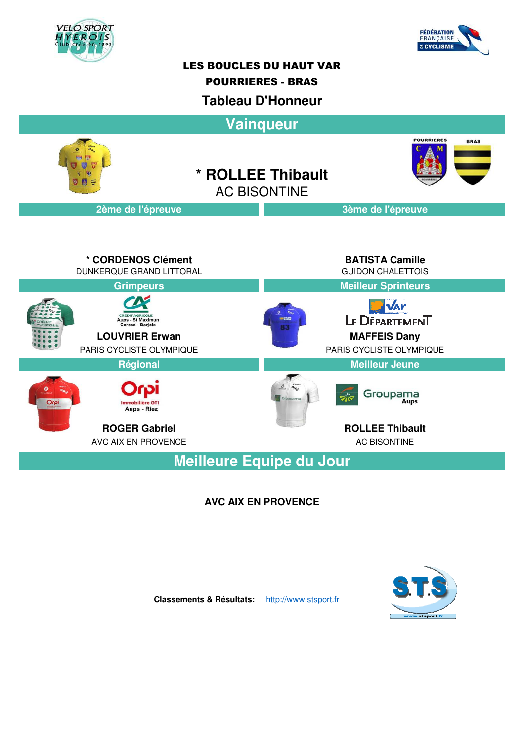# LES BOUCLES DU HAUT VAR

## POURRIERES - BRAS

### Tableau D'Honneur

## Vainqueur

**\* ROLLEE Thibault**
AC BISONTINE

## 2ème de l'épreuve

**\* CORDENOS Clément**
DUNKERQUE GRAND LITTORAL

## 3ème de l'épreuve

**BATISTA Camille**
GUIDON CHALETTOIS

## Grimpeurs

CRÉDIT AGRICOLE
Aups - St Maximun
Carces - Barjols

**LOUVRIER Erwan**
PARIS CYCLISTE OLYMPIQUE

## Meilleur Sprinteurs

Var
Le Département

**MAFFEIS Dany**
PARIS CYCLISTE OLYMPIQUE

## Régional

Orpi
Immobilière GTI
Aups - Riez

**ROGER Gabriel**
AVC AIX EN PROVENCE

## Meilleur Jeune

Groupama
Aups

**ROLLEE Thibault**
AC BISONTINE

## Meilleure Equipe du Jour

**AVC AIX EN PROVENCE**

**Classements & Résultats:** http://www.stsport.fr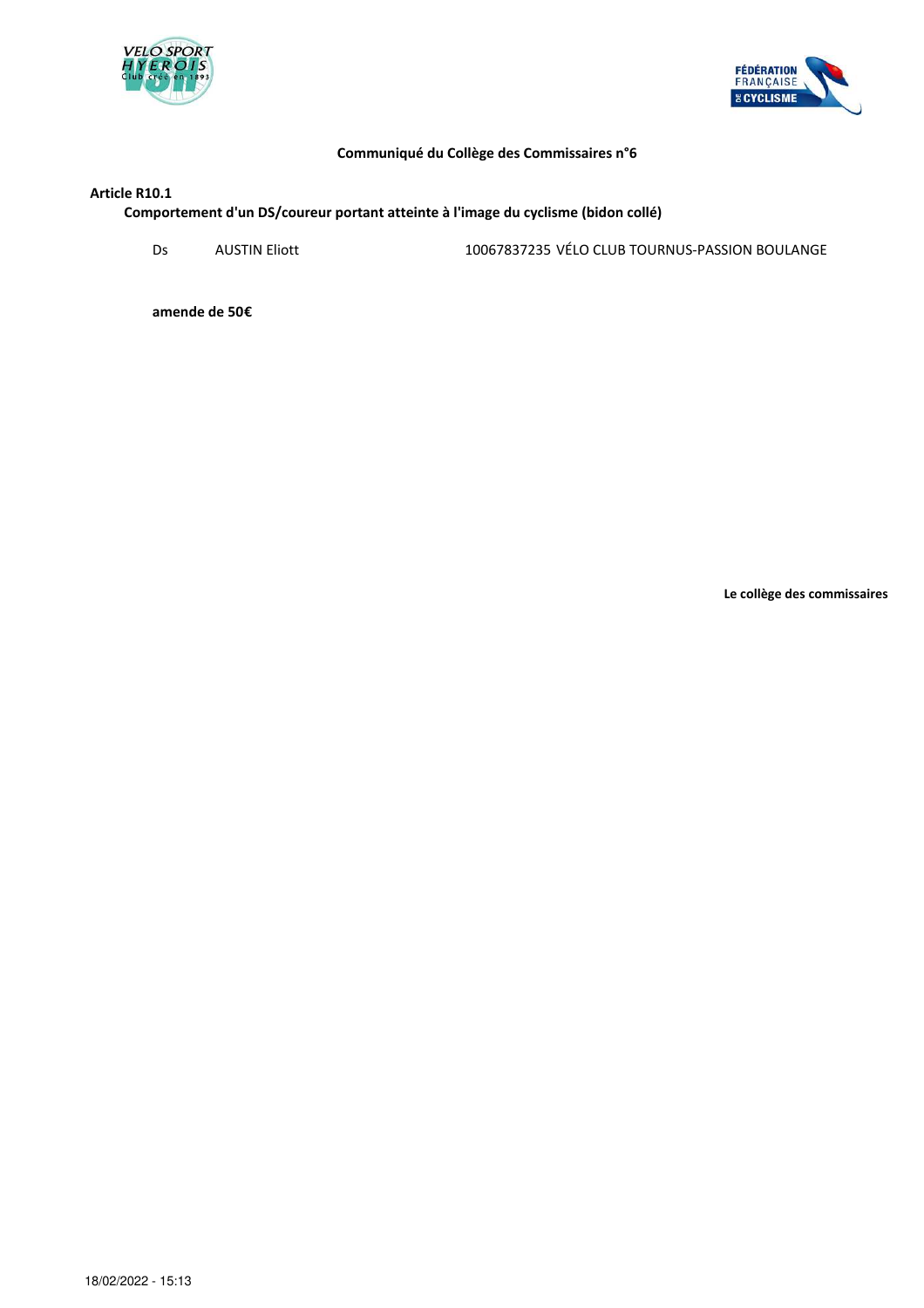**Communiqué du Collège des Commissaires n°6**

**Article R10.1**

**Comportement d'un DS/coureur portant atteinte à l'image du cyclisme (bidon collé)**

| | | | |
|---|---|---|---|
| Ds | AUSTIN Eliott | 10067837235 | VÉLO CLUB TOURNUS-PASSION BOULANGE |

**amende de 50€**

**Le collège des commissaires**

18/02/2022 - 15:13